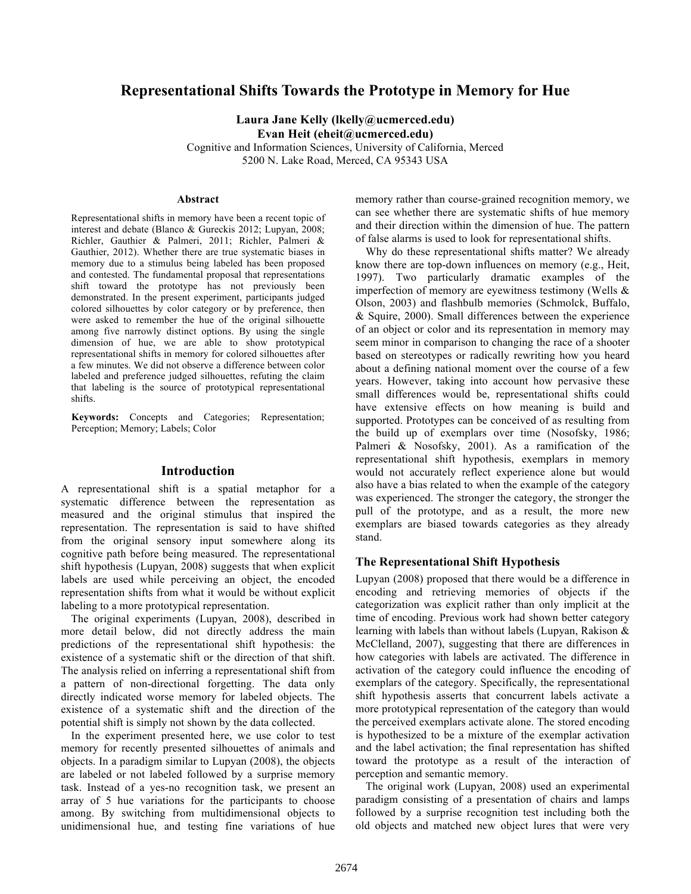# Representational Shifts Towards the Prototype in Memory for Hue

**Laura Jane Kelly (lkelly@ucmerced.edu)**
**Evan Heit (eheit@ucmerced.edu)**
Cognitive and Information Sciences, University of California, Merced
5200 N. Lake Road, Merced, CA 95343 USA

## Abstract

Representational shifts in memory have been a recent topic of interest and debate (Blanco & Gureckis 2012; Lupyan, 2008; Richler, Gauthier & Palmeri, 2011; Richler, Palmeri & Gauthier, 2012). Whether there are true systematic biases in memory due to a stimulus being labeled has been proposed and contested. The fundamental proposal that representations shift toward the prototype has not previously been demonstrated. In the present experiment, participants judged colored silhouettes by color category or by preference, then were asked to remember the hue of the original silhouette among five narrowly distinct options. By using the single dimension of hue, we are able to show prototypical representational shifts in memory for colored silhouettes after a few minutes. We did not observe a difference between color labeled and preference judged silhouettes, refuting the claim that labeling is the source of prototypical representational shifts.

**Keywords:** Concepts and Categories; Representation; Perception; Memory; Labels; Color

## Introduction

A representational shift is a spatial metaphor for a systematic difference between the representation as measured and the original stimulus that inspired the representation. The representation is said to have shifted from the original sensory input somewhere along its cognitive path before being measured. The representational shift hypothesis (Lupyan, 2008) suggests that when explicit labels are used while perceiving an object, the encoded representation shifts from what it would be without explicit labeling to a more prototypical representation.

The original experiments (Lupyan, 2008), described in more detail below, did not directly address the main predictions of the representational shift hypothesis: the existence of a systematic shift or the direction of that shift. The analysis relied on inferring a representational shift from a pattern of non-directional forgetting. The data only directly indicated worse memory for labeled objects. The existence of a systematic shift and the direction of the potential shift is simply not shown by the data collected.

In the experiment presented here, we use color to test memory for recently presented silhouettes of animals and objects. In a paradigm similar to Lupyan (2008), the objects are labeled or not labeled followed by a surprise memory task. Instead of a yes-no recognition task, we present an array of 5 hue variations for the participants to choose among. By switching from multidimensional objects to unidimensional hue, and testing fine variations of hue memory rather than course-grained recognition memory, we can see whether there are systematic shifts of hue memory and their direction within the dimension of hue. The pattern of false alarms is used to look for representational shifts.

Why do these representational shifts matter? We already know there are top-down influences on memory (e.g., Heit, 1997). Two particularly dramatic examples of the imperfection of memory are eyewitness testimony (Wells & Olson, 2003) and flashbulb memories (Schmolck, Buffalo, & Squire, 2000). Small differences between the experience of an object or color and its representation in memory may seem minor in comparison to changing the race of a shooter based on stereotypes or radically rewriting how you heard about a defining national moment over the course of a few years. However, taking into account how pervasive these small differences would be, representational shifts could have extensive effects on how meaning is build and supported. Prototypes can be conceived of as resulting from the build up of exemplars over time (Nosofsky, 1986; Palmeri & Nosofsky, 2001). As a ramification of the representational shift hypothesis, exemplars in memory would not accurately reflect experience alone but would also have a bias related to when the example of the category was experienced. The stronger the category, the stronger the pull of the prototype, and as a result, the more new exemplars are biased towards categories as they already stand.

### The Representational Shift Hypothesis

Lupyan (2008) proposed that there would be a difference in encoding and retrieving memories of objects if the categorization was explicit rather than only implicit at the time of encoding. Previous work had shown better category learning with labels than without labels (Lupyan, Rakison & McClelland, 2007), suggesting that there are differences in how categories with labels are activated. The difference in activation of the category could influence the encoding of exemplars of the category. Specifically, the representational shift hypothesis asserts that concurrent labels activate a more prototypical representation of the category than would the perceived exemplars activate alone. The stored encoding is hypothesized to be a mixture of the exemplar activation and the label activation; the final representation has shifted toward the prototype as a result of the interaction of perception and semantic memory.

The original work (Lupyan, 2008) used an experimental paradigm consisting of a presentation of chairs and lamps followed by a surprise recognition test including both the old objects and matched new object lures that were very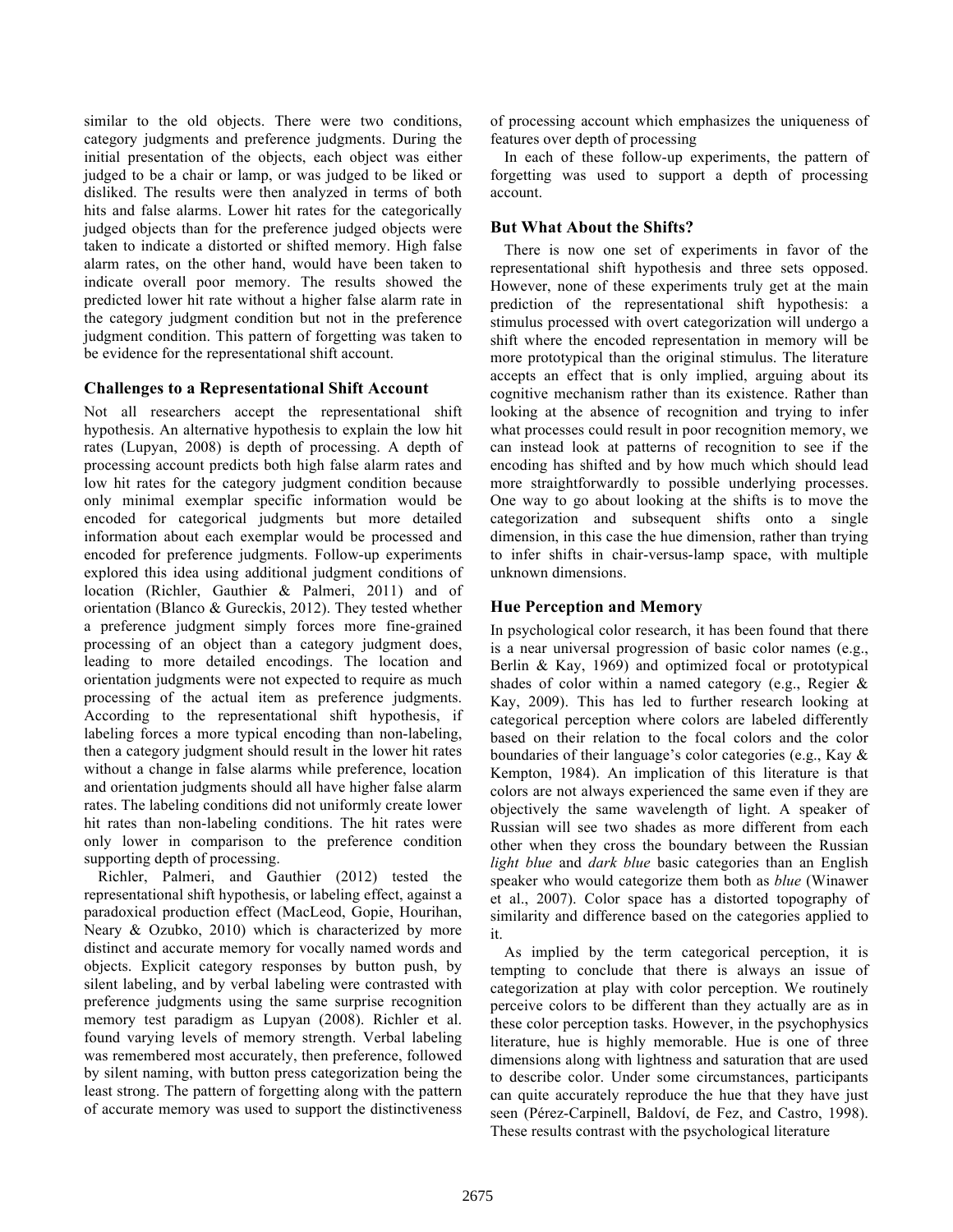similar to the old objects. There were two conditions, category judgments and preference judgments. During the initial presentation of the objects, each object was either judged to be a chair or lamp, or was judged to be liked or disliked. The results were then analyzed in terms of both hits and false alarms. Lower hit rates for the categorically judged objects than for the preference judged objects were taken to indicate a distorted or shifted memory. High false alarm rates, on the other hand, would have been taken to indicate overall poor memory. The results showed the predicted lower hit rate without a higher false alarm rate in the category judgment condition but not in the preference judgment condition. This pattern of forgetting was taken to be evidence for the representational shift account.

### Challenges to a Representational Shift Account

Not all researchers accept the representational shift hypothesis. An alternative hypothesis to explain the low hit rates (Lupyan, 2008) is depth of processing. A depth of processing account predicts both high false alarm rates and low hit rates for the category judgment condition because only minimal exemplar specific information would be encoded for categorical judgments but more detailed information about each exemplar would be processed and encoded for preference judgments. Follow-up experiments explored this idea using additional judgment conditions of location (Richler, Gauthier & Palmeri, 2011) and of orientation (Blanco & Gureckis, 2012). They tested whether a preference judgment simply forces more fine-grained processing of an object than a category judgment does, leading to more detailed encodings. The location and orientation judgments were not expected to require as much processing of the actual item as preference judgments. According to the representational shift hypothesis, if labeling forces a more typical encoding than non-labeling, then a category judgment should result in the lower hit rates without a change in false alarms while preference, location and orientation judgments should all have higher false alarm rates. The labeling conditions did not uniformly create lower hit rates than non-labeling conditions. The hit rates were only lower in comparison to the preference condition supporting depth of processing.

Richler, Palmeri, and Gauthier (2012) tested the representational shift hypothesis, or labeling effect, against a paradoxical production effect (MacLeod, Gopie, Hourihan, Neary & Ozubko, 2010) which is characterized by more distinct and accurate memory for vocally named words and objects. Explicit category responses by button push, by silent labeling, and by verbal labeling were contrasted with preference judgments using the same surprise recognition memory test paradigm as Lupyan (2008). Richler et al. found varying levels of memory strength. Verbal labeling was remembered most accurately, then preference, followed by silent naming, with button press categorization being the least strong. The pattern of forgetting along with the pattern of accurate memory was used to support the distinctiveness of processing account which emphasizes the uniqueness of features over depth of processing

In each of these follow-up experiments, the pattern of forgetting was used to support a depth of processing account.

### But What About the Shifts?

There is now one set of experiments in favor of the representational shift hypothesis and three sets opposed. However, none of these experiments truly get at the main prediction of the representational shift hypothesis: a stimulus processed with overt categorization will undergo a shift where the encoded representation in memory will be more prototypical than the original stimulus. The literature accepts an effect that is only implied, arguing about its cognitive mechanism rather than its existence. Rather than looking at the absence of recognition and trying to infer what processes could result in poor recognition memory, we can instead look at patterns of recognition to see if the encoding has shifted and by how much which should lead more straightforwardly to possible underlying processes. One way to go about looking at the shifts is to move the categorization and subsequent shifts onto a single dimension, in this case the hue dimension, rather than trying to infer shifts in chair-versus-lamp space, with multiple unknown dimensions.

### Hue Perception and Memory

In psychological color research, it has been found that there is a near universal progression of basic color names (e.g., Berlin & Kay, 1969) and optimized focal or prototypical shades of color within a named category (e.g., Regier & Kay, 2009). This has led to further research looking at categorical perception where colors are labeled differently based on their relation to the focal colors and the color boundaries of their language's color categories (e.g., Kay & Kempton, 1984). An implication of this literature is that colors are not always experienced the same even if they are objectively the same wavelength of light. A speaker of Russian will see two shades as more different from each other when they cross the boundary between the Russian *light blue* and *dark blue* basic categories than an English speaker who would categorize them both as *blue* (Winawer et al., 2007). Color space has a distorted topography of similarity and difference based on the categories applied to it.

As implied by the term categorical perception, it is tempting to conclude that there is always an issue of categorization at play with color perception. We routinely perceive colors to be different than they actually are as in these color perception tasks. However, in the psychophysics literature, hue is highly memorable. Hue is one of three dimensions along with lightness and saturation that are used to describe color. Under some circumstances, participants can quite accurately reproduce the hue that they have just seen (Pérez-Carpinell, Baldoví, de Fez, and Castro, 1998). These results contrast with the psychological literature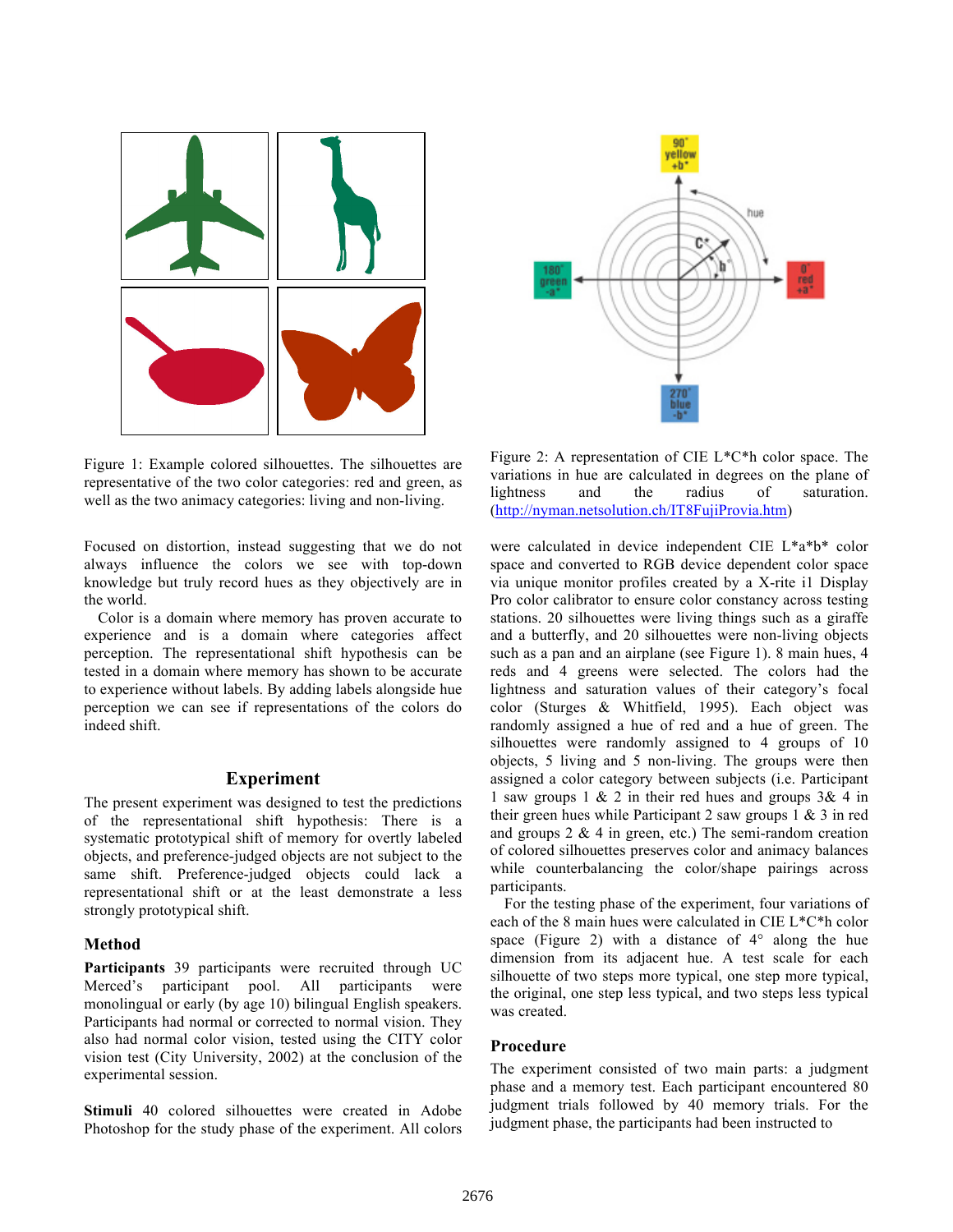Figure 1: Example colored silhouettes. The silhouettes are representative of the two color categories: red and green, as well as the two animacy categories: living and non-living.

Figure 2: A representation of CIE L*C*h color space. The variations in hue are calculated in degrees on the plane of lightness and the radius of saturation. (http://nyman.netsolution.ch/IT8FujiProvia.htm)

Focused on distortion, instead suggesting that we do not always influence the colors we see with top-down knowledge but truly record hues as they objectively are in the world.

Color is a domain where memory has proven accurate to experience and is a domain where categories affect perception. The representational shift hypothesis can be tested in a domain where memory has shown to be accurate to experience without labels. By adding labels alongside hue perception we can see if representations of the colors do indeed shift.

## Experiment

The present experiment was designed to test the predictions of the representational shift hypothesis: There is a systematic prototypical shift of memory for overtly labeled objects, and preference-judged objects are not subject to the same shift. Preference-judged objects could lack a representational shift or at the least demonstrate a less strongly prototypical shift.

### Method

**Participants** 39 participants were recruited through UC Merced's participant pool. All participants were monolingual or early (by age 10) bilingual English speakers. Participants had normal or corrected to normal vision. They also had normal color vision, tested using the CITY color vision test (City University, 2002) at the conclusion of the experimental session.

**Stimuli** 40 colored silhouettes were created in Adobe Photoshop for the study phase of the experiment. All colors were calculated in device independent CIE L*a*b* color space and converted to RGB device dependent color space via unique monitor profiles created by a X-rite i1 Display Pro color calibrator to ensure color constancy across testing stations. 20 silhouettes were living things such as a giraffe and a butterfly, and 20 silhouettes were non-living objects such as a pan and an airplane (see Figure 1). 8 main hues, 4 reds and 4 greens were selected. The colors had the lightness and saturation values of their category's focal color (Sturges & Whitfield, 1995). Each object was randomly assigned a hue of red and a hue of green. The silhouettes were randomly assigned to 4 groups of 10 objects, 5 living and 5 non-living. The groups were then assigned a color category between subjects (i.e. Participant 1 saw groups 1 & 2 in their red hues and groups 3& 4 in their green hues while Participant 2 saw groups 1 & 3 in red and groups 2 & 4 in green, etc.) The semi-random creation of colored silhouettes preserves color and animacy balances while counterbalancing the color/shape pairings across participants.

For the testing phase of the experiment, four variations of each of the 8 main hues were calculated in CIE L*C*h color space (Figure 2) with a distance of 4° along the hue dimension from its adjacent hue. A test scale for each silhouette of two steps more typical, one step more typical, the original, one step less typical, and two steps less typical was created.

### Procedure

The experiment consisted of two main parts: a judgment phase and a memory test. Each participant encountered 80 judgment trials followed by 40 memory trials. For the judgment phase, the participants had been instructed to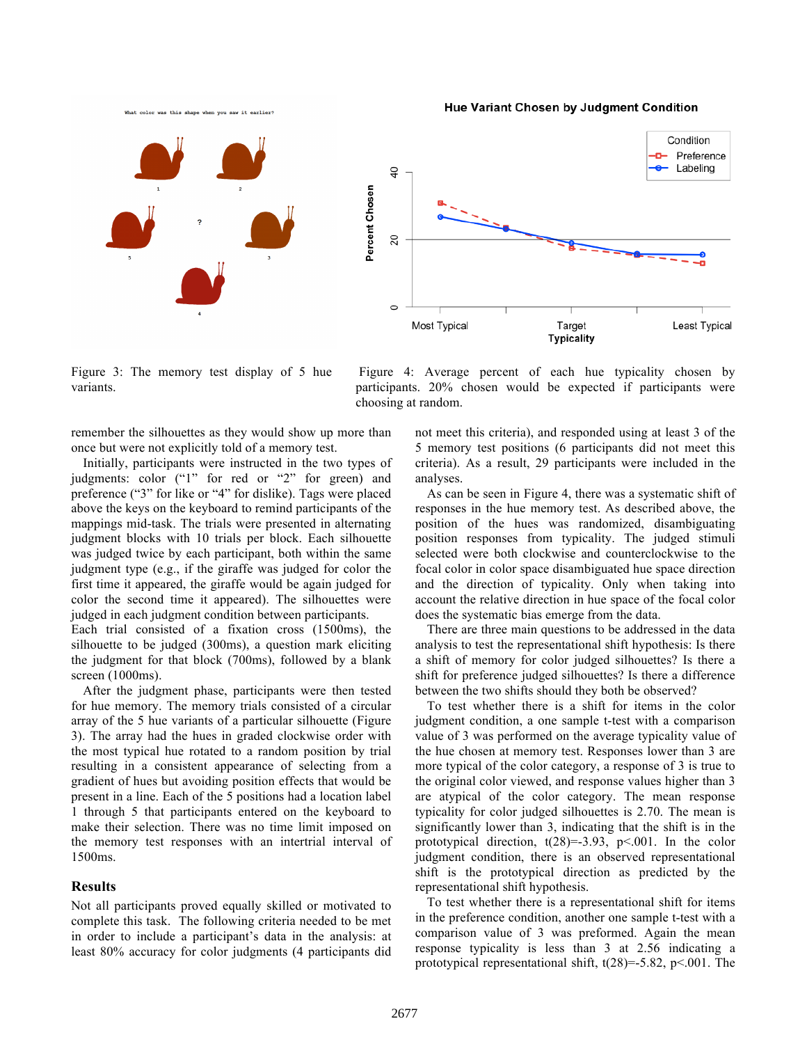Figure 3: The memory test display of 5 hue variants.

Figure 4: Average percent of each hue typicality chosen by participants. 20% chosen would be expected if participants were choosing at random.

remember the silhouettes as they would show up more than once but were not explicitly told of a memory test.

Initially, participants were instructed in the two types of judgments: color ("1" for red or "2" for green) and preference ("3" for like or "4" for dislike). Tags were placed above the keys on the keyboard to remind participants of the mappings mid-task. The trials were presented in alternating judgment blocks with 10 trials per block. Each silhouette was judged twice by each participant, both within the same judgment type (e.g., if the giraffe was judged for color the first time it appeared, the giraffe would be again judged for color the second time it appeared). The silhouettes were judged in each judgment condition between participants. Each trial consisted of a fixation cross (1500ms), the silhouette to be judged (300ms), a question mark eliciting the judgment for that block (700ms), followed by a blank screen (1000ms).

After the judgment phase, participants were then tested for hue memory. The memory trials consisted of a circular array of the 5 hue variants of a particular silhouette (Figure 3). The array had the hues in graded clockwise order with the most typical hue rotated to a random position by trial resulting in a consistent appearance of selecting from a gradient of hues but avoiding position effects that would be present in a line. Each of the 5 positions had a location label 1 through 5 that participants entered on the keyboard to make their selection. There was no time limit imposed on the memory test responses with an intertrial interval of 1500ms.

## Results

Not all participants proved equally skilled or motivated to complete this task. The following criteria needed to be met in order to include a participant's data in the analysis: at least 80% accuracy for color judgments (4 participants did not meet this criteria), and responded using at least 3 of the 5 memory test positions (6 participants did not meet this criteria). As a result, 29 participants were included in the analyses.

As can be seen in Figure 4, there was a systematic shift of responses in the hue memory test. As described above, the position of the hues was randomized, disambiguating position responses from typicality. The judged stimuli selected were both clockwise and counterclockwise to the focal color in color space disambiguated hue space direction and the direction of typicality. Only when taking into account the relative direction in hue space of the focal color does the systematic bias emerge from the data.

There are three main questions to be addressed in the data analysis to test the representational shift hypothesis: Is there a shift of memory for color judged silhouettes? Is there a shift for preference judged silhouettes? Is there a difference between the two shifts should they both be observed?

To test whether there is a shift for items in the color judgment condition, a one sample t-test with a comparison value of 3 was performed on the average typicality value of the hue chosen at memory test. Responses lower than 3 are more typical of the color category, a response of 3 is true to the original color viewed, and response values higher than 3 are atypical of the color category. The mean response typicality for color judged silhouettes is 2.70. The mean is significantly lower than 3, indicating that the shift is in the prototypical direction, $t(28)=-3.93$, $p<.001$. In the color judgment condition, there is an observed representational shift is the prototypical direction as predicted by the representational shift hypothesis.

To test whether there is a representational shift for items in the preference condition, another one sample t-test with a comparison value of 3 was preformed. Again the mean response typicality is less than 3 at 2.56 indicating a prototypical representational shift, $t(28)=-5.82$, $p<.001$. The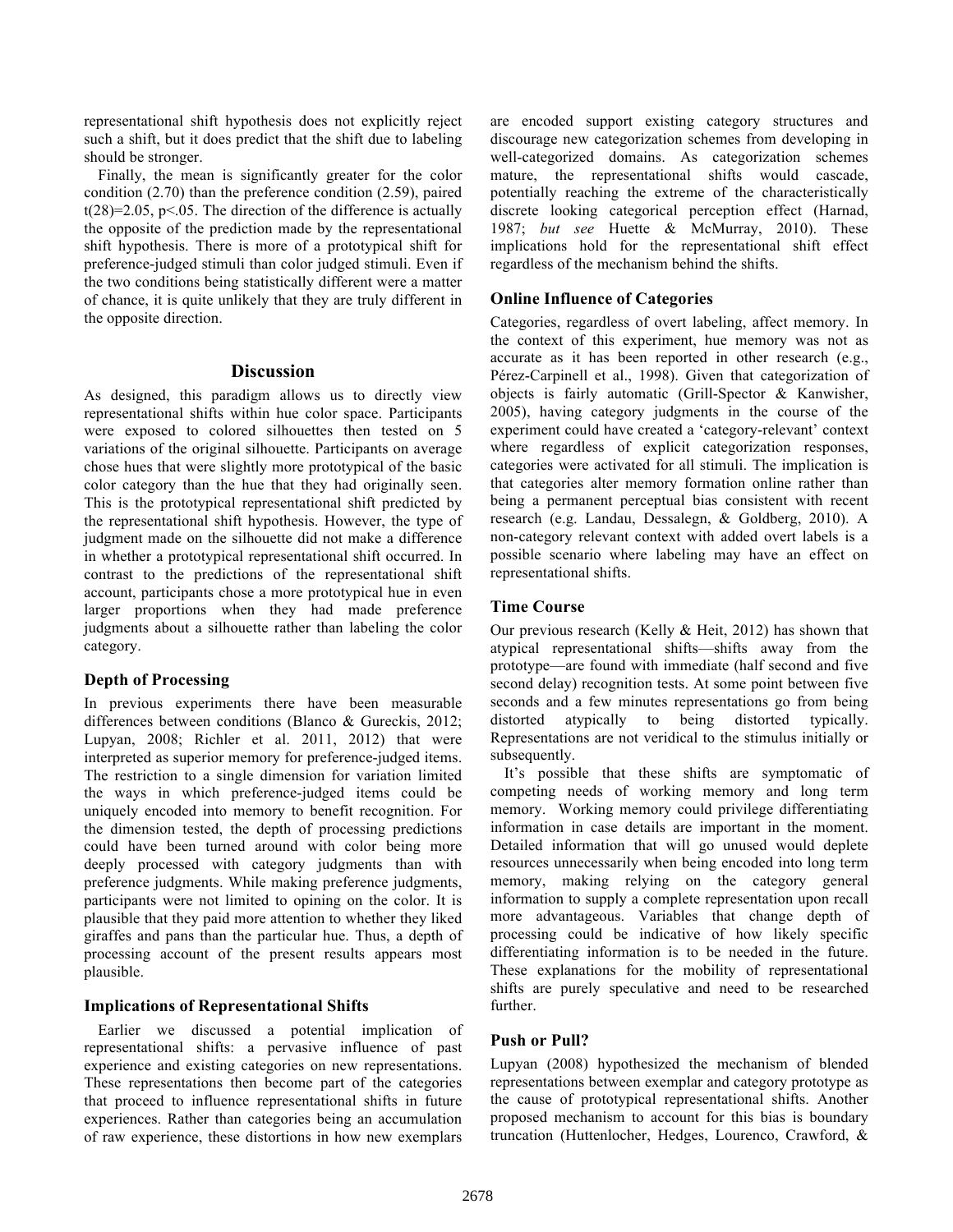representational shift hypothesis does not explicitly reject such a shift, but it does predict that the shift due to labeling should be stronger.

Finally, the mean is significantly greater for the color condition (2.70) than the preference condition (2.59), paired $t(28)=2.05$, $p<.05$. The direction of the difference is actually the opposite of the prediction made by the representational shift hypothesis. There is more of a prototypical shift for preference-judged stimuli than color judged stimuli. Even if the two conditions being statistically different were a matter of chance, it is quite unlikely that they are truly different in the opposite direction.

## Discussion

As designed, this paradigm allows us to directly view representational shifts within hue color space. Participants were exposed to colored silhouettes then tested on 5 variations of the original silhouette. Participants on average chose hues that were slightly more prototypical of the basic color category than the hue that they had originally seen. This is the prototypical representational shift predicted by the representational shift hypothesis. However, the type of judgment made on the silhouette did not make a difference in whether a prototypical representational shift occurred. In contrast to the predictions of the representational shift account, participants chose a more prototypical hue in even larger proportions when they had made preference judgments about a silhouette rather than labeling the color category.

### Depth of Processing

In previous experiments there have been measurable differences between conditions (Blanco & Gureckis, 2012; Lupyan, 2008; Richler et al. 2011, 2012) that were interpreted as superior memory for preference-judged items. The restriction to a single dimension for variation limited the ways in which preference-judged items could be uniquely encoded into memory to benefit recognition. For the dimension tested, the depth of processing predictions could have been turned around with color being more deeply processed with category judgments than with preference judgments. While making preference judgments, participants were not limited to opining on the color. It is plausible that they paid more attention to whether they liked giraffes and pans than the particular hue. Thus, a depth of processing account of the present results appears most plausible.

### Implications of Representational Shifts

Earlier we discussed a potential implication of representational shifts: a pervasive influence of past experience and existing categories on new representations. These representations then become part of the categories that proceed to influence representational shifts in future experiences. Rather than categories being an accumulation of raw experience, these distortions in how new exemplars are encoded support existing category structures and discourage new categorization schemes from developing in well-categorized domains. As categorization schemes mature, the representational shifts would cascade, potentially reaching the extreme of the characteristically discrete looking categorical perception effect (Harnad, 1987; *but see* Huette & McMurray, 2010). These implications hold for the representational shift effect regardless of the mechanism behind the shifts.

### Online Influence of Categories

Categories, regardless of overt labeling, affect memory. In the context of this experiment, hue memory was not as accurate as it has been reported in other research (e.g., Pérez-Carpinell et al., 1998). Given that categorization of objects is fairly automatic (Grill-Spector & Kanwisher, 2005), having category judgments in the course of the experiment could have created a 'category-relevant' context where regardless of explicit categorization responses, categories were activated for all stimuli. The implication is that categories alter memory formation online rather than being a permanent perceptual bias consistent with recent research (e.g. Landau, Dessalegn, & Goldberg, 2010). A non-category relevant context with added overt labels is a possible scenario where labeling may have an effect on representational shifts.

### Time Course

Our previous research (Kelly & Heit, 2012) has shown that atypical representational shifts—shifts away from the prototype—are found with immediate (half second and five second delay) recognition tests. At some point between five seconds and a few minutes representations go from being distorted atypically to being distorted typically. Representations are not veridical to the stimulus initially or subsequently.

It's possible that these shifts are symptomatic of competing needs of working memory and long term memory. Working memory could privilege differentiating information in case details are important in the moment. Detailed information that will go unused would deplete resources unnecessarily when being encoded into long term memory, making relying on the category general information to supply a complete representation upon recall more advantageous. Variables that change depth of processing could be indicative of how likely specific differentiating information is to be needed in the future. These explanations for the mobility of representational shifts are purely speculative and need to be researched further.

### Push or Pull?

Lupyan (2008) hypothesized the mechanism of blended representations between exemplar and category prototype as the cause of prototypical representational shifts. Another proposed mechanism to account for this bias is boundary truncation (Huttenlocher, Hedges, Lourenco, Crawford, &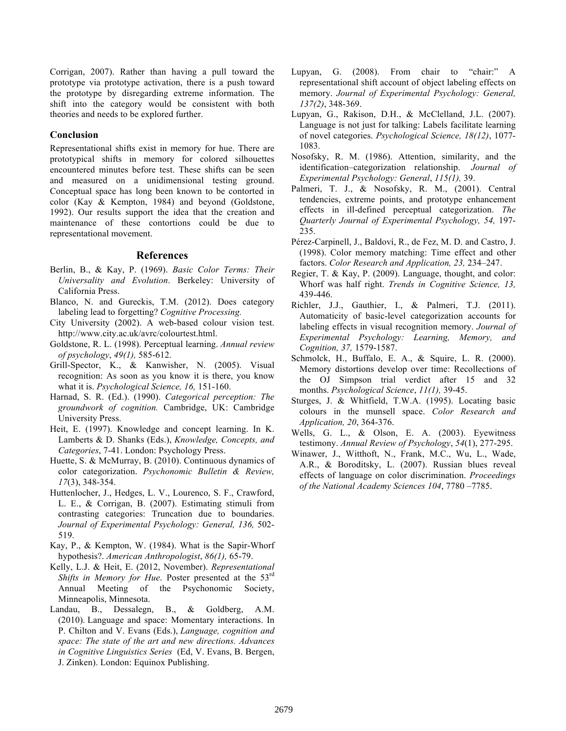Corrigan, 2007). Rather than having a pull toward the prototype via prototype activation, there is a push toward the prototype by disregarding extreme information. The shift into the category would be consistent with both theories and needs to be explored further.

### Conclusion

Representational shifts exist in memory for hue. There are prototypical shifts in memory for colored silhouettes encountered minutes before test. These shifts can be seen and measured on a unidimensional testing ground. Conceptual space has long been known to be contorted in color (Kay & Kempton, 1984) and beyond (Goldstone, 1992). Our results support the idea that the creation and maintenance of these contortions could be due to representational movement.

## References

Berlin, B., & Kay, P. (1969). *Basic Color Terms: Their Universality and Evolution*. Berkeley: University of California Press.

Blanco, N. and Gureckis, T.M. (2012). Does category labeling lead to forgetting? *Cognitive Processing.*

City University (2002). A web-based colour vision test. http://www.city.ac.uk/avrc/colourtest.html.

Goldstone, R. L. (1998). Perceptual learning. *Annual review of psychology*, *49(1),* 585-612.

Grill-Spector, K., & Kanwisher, N. (2005). Visual recognition: As soon as you know it is there, you know what it is. *Psychological Science, 16,* 151-160.

Harnad, S. R. (Ed.). (1990). *Categorical perception: The groundwork of cognition.* Cambridge, UK: Cambridge University Press.

Heit, E. (1997). Knowledge and concept learning. In K. Lamberts & D. Shanks (Eds.), *Knowledge, Concepts, and Categories*, 7-41. London: Psychology Press.

Huette, S. & McMurray, B. (2010). Continuous dynamics of color categorization. *Psychonomic Bulletin & Review, 17*(3), 348-354.

Huttenlocher, J., Hedges, L. V., Lourenco, S. F., Crawford, L. E., & Corrigan, B. (2007). Estimating stimuli from contrasting categories: Truncation due to boundaries. *Journal of Experimental Psychology: General, 136,* 502-519.

Kay, P., & Kempton, W. (1984). What is the Sapir-Whorf hypothesis?. *American Anthropologist*, *86(1),* 65-79.

Kelly, L.J. & Heit, E. (2012, November). *Representational Shifts in Memory for Hue*. Poster presented at the 53rd Annual Meeting of the Psychonomic Society, Minneapolis, Minnesota.

Landau, B., Dessalegn, B., & Goldberg, A.M. (2010). Language and space: Momentary interactions. In P. Chilton and V. Evans (Eds.), *Language, cognition and space: The state of the art and new directions. Advances in Cognitive Linguistics Series* (Ed, V. Evans, B. Bergen, J. Zinken). London: Equinox Publishing.

Lupyan, G. (2008). From chair to "chair:" A representational shift account of object labeling effects on memory. *Journal of Experimental Psychology: General, 137(2)*, 348-369.

Lupyan, G., Rakison, D.H., & McClelland, J.L. (2007). Language is not just for talking: Labels facilitate learning of novel categories. *Psychological Science, 18(12)*, 1077-1083.

Nosofsky, R. M. (1986). Attention, similarity, and the identification–categorization relationship. *Journal of Experimental Psychology: General*, *115(1),* 39.

Palmeri, T. J., & Nosofsky, R. M., (2001). Central tendencies, extreme points, and prototype enhancement effects in ill-defined perceptual categorization. *The Quarterly Journal of Experimental Psychology, 54,* 197-235.

Pérez-Carpinell, J., Baldoví, R., de Fez, M. D. and Castro, J. (1998). Color memory matching: Time effect and other factors. *Color Research and Application, 23,* 234–247.

Regier, T. & Kay, P. (2009). Language, thought, and color: Whorf was half right. *Trends in Cognitive Science, 13,* 439-446.

Richler, J.J., Gauthier, I., & Palmeri, T.J. (2011). Automaticity of basic-level categorization accounts for labeling effects in visual recognition memory. *Journal of Experimental Psychology: Learning, Memory, and Cognition, 37,* 1579-1587.

Schmolck, H., Buffalo, E. A., & Squire, L. R. (2000). Memory distortions develop over time: Recollections of the OJ Simpson trial verdict after 15 and 32 months. *Psychological Science*, *11(1),* 39-45.

Sturges, J. & Whitfield, T.W.A. (1995). Locating basic colours in the munsell space. *Color Research and Application, 20*, 364-376.

Wells, G. L., & Olson, E. A. (2003). Eyewitness testimony. *Annual Review of Psychology*, *54*(1), 277-295.

Winawer, J., Witthoft, N., Frank, M.C., Wu, L., Wade, A.R., & Boroditsky, L. (2007). Russian blues reveal effects of language on color discrimination. *Proceedings of the National Academy Sciences 104*, 7780 –7785.